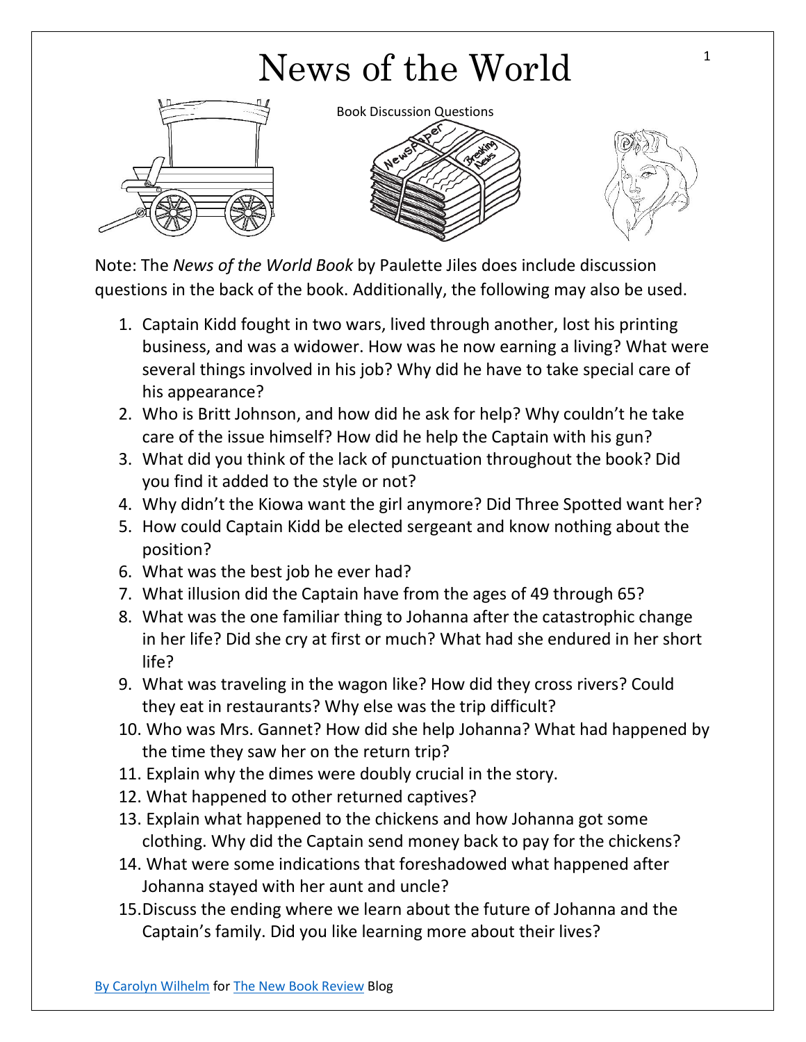# News of the World

Book Discussion Questions

Note: The *News of the World Book* by Paulette Jiles does include discussion questions in the back of the book. Additionally, the following may also be used.

1. Captain Kidd fought in two wars, lived through another, lost his printing business, and was a widower. How was he now earning a living? What were several things involved in his job? Why did he have to take special care of his appearance?
2. Who is Britt Johnson, and how did he ask for help? Why couldn't he take care of the issue himself? How did he help the Captain with his gun?
3. What did you think of the lack of punctuation throughout the book? Did you find it added to the style or not?
4. Why didn't the Kiowa want the girl anymore? Did Three Spotted want her?
5. How could Captain Kidd be elected sergeant and know nothing about the position?
6. What was the best job he ever had?
7. What illusion did the Captain have from the ages of 49 through 65?
8. What was the one familiar thing to Johanna after the catastrophic change in her life? Did she cry at first or much? What had she endured in her short life?
9. What was traveling in the wagon like? How did they cross rivers? Could they eat in restaurants? Why else was the trip difficult?
10. Who was Mrs. Gannet? How did she help Johanna? What had happened by the time they saw her on the return trip?
11. Explain why the dimes were doubly crucial in the story.
12. What happened to other returned captives?
13. Explain what happened to the chickens and how Johanna got some clothing. Why did the Captain send money back to pay for the chickens?
14. What were some indications that foreshadowed what happened after Johanna stayed with her aunt and uncle?
15. Discuss the ending where we learn about the future of Johanna and the Captain's family. Did you like learning more about their lives?

By Carolyn Wilhelm for The New Book Review Blog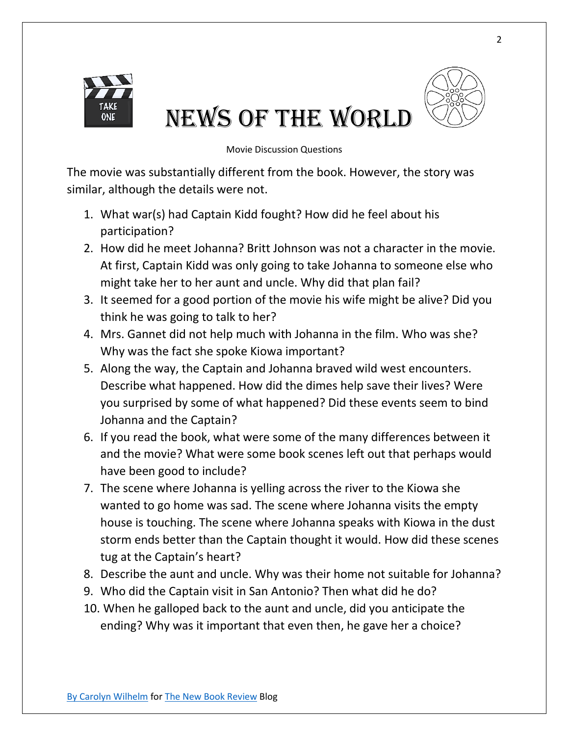# NEWS OF THE WORLD

Movie Discussion Questions

The movie was substantially different from the book. However, the story was similar, although the details were not.

1. What war(s) had Captain Kidd fought? How did he feel about his participation?
2. How did he meet Johanna? Britt Johnson was not a character in the movie. At first, Captain Kidd was only going to take Johanna to someone else who might take her to her aunt and uncle. Why did that plan fail?
3. It seemed for a good portion of the movie his wife might be alive? Did you think he was going to talk to her?
4. Mrs. Gannet did not help much with Johanna in the film. Who was she? Why was the fact she spoke Kiowa important?
5. Along the way, the Captain and Johanna braved wild west encounters. Describe what happened. How did the dimes help save their lives? Were you surprised by some of what happened? Did these events seem to bind Johanna and the Captain?
6. If you read the book, what were some of the many differences between it and the movie? What were some book scenes left out that perhaps would have been good to include?
7. The scene where Johanna is yelling across the river to the Kiowa she wanted to go home was sad. The scene where Johanna visits the empty house is touching. The scene where Johanna speaks with Kiowa in the dust storm ends better than the Captain thought it would. How did these scenes tug at the Captain's heart?
8. Describe the aunt and uncle. Why was their home not suitable for Johanna?
9. Who did the Captain visit in San Antonio? Then what did he do?
10. When he galloped back to the aunt and uncle, did you anticipate the ending? Why was it important that even then, he gave her a choice?

By Carolyn Wilhelm for The New Book Review Blog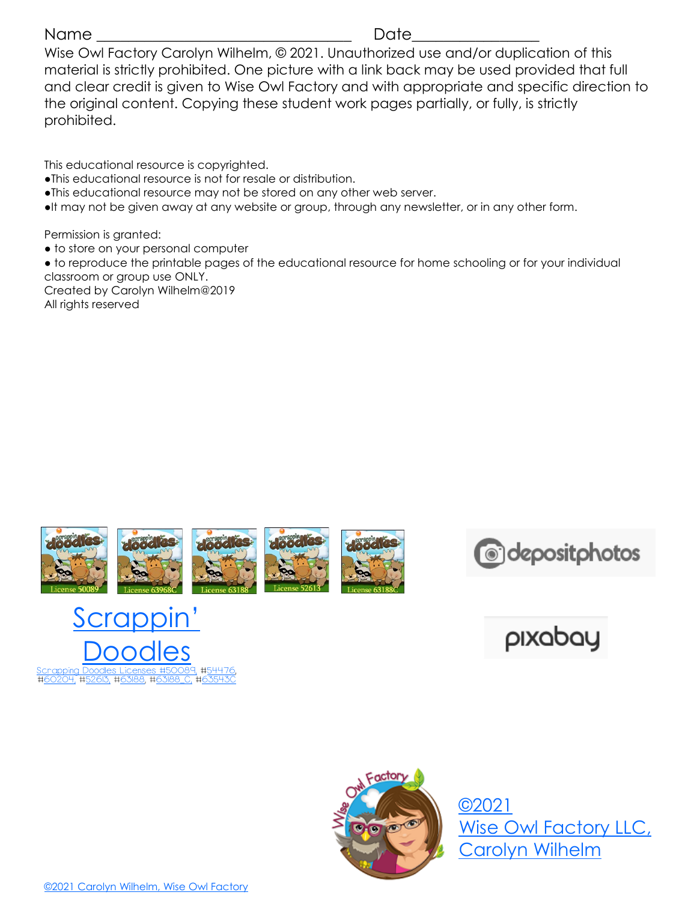Name ______________________________ Date_______________

Wise Owl Factory Carolyn Wilhelm, © 2021. Unauthorized use and/or duplication of this material is strictly prohibited. One picture with a link back may be used provided that full and clear credit is given to Wise Owl Factory and with appropriate and specific direction to the original content. Copying these student work pages partially, or fully, is strictly prohibited.

This educational resource is copyrighted.

- This educational resource is not for resale or distribution.
- This educational resource may not be stored on any other web server.
- It may not be given away at any website or group, through any newsletter, or in any other form.

Permission is granted:

- to store on your personal computer
- to reproduce the printable pages of the educational resource for home schooling or for your individual classroom or group use ONLY.

Created by Carolyn Wilhelm@2019

All rights reserved

License 50089 License 63968C License 63188 License 52613 License 63188C

depositphotos

Scrappin' Doodles

Scrapping Doodles Licenses #50089, #54476, #60204, #52613, #63188, #63188_C, #63543C

pixabay

©2021 Wise Owl Factory LLC, Carolyn Wilhelm

©2021 Carolyn Wilhelm, Wise Owl Factory